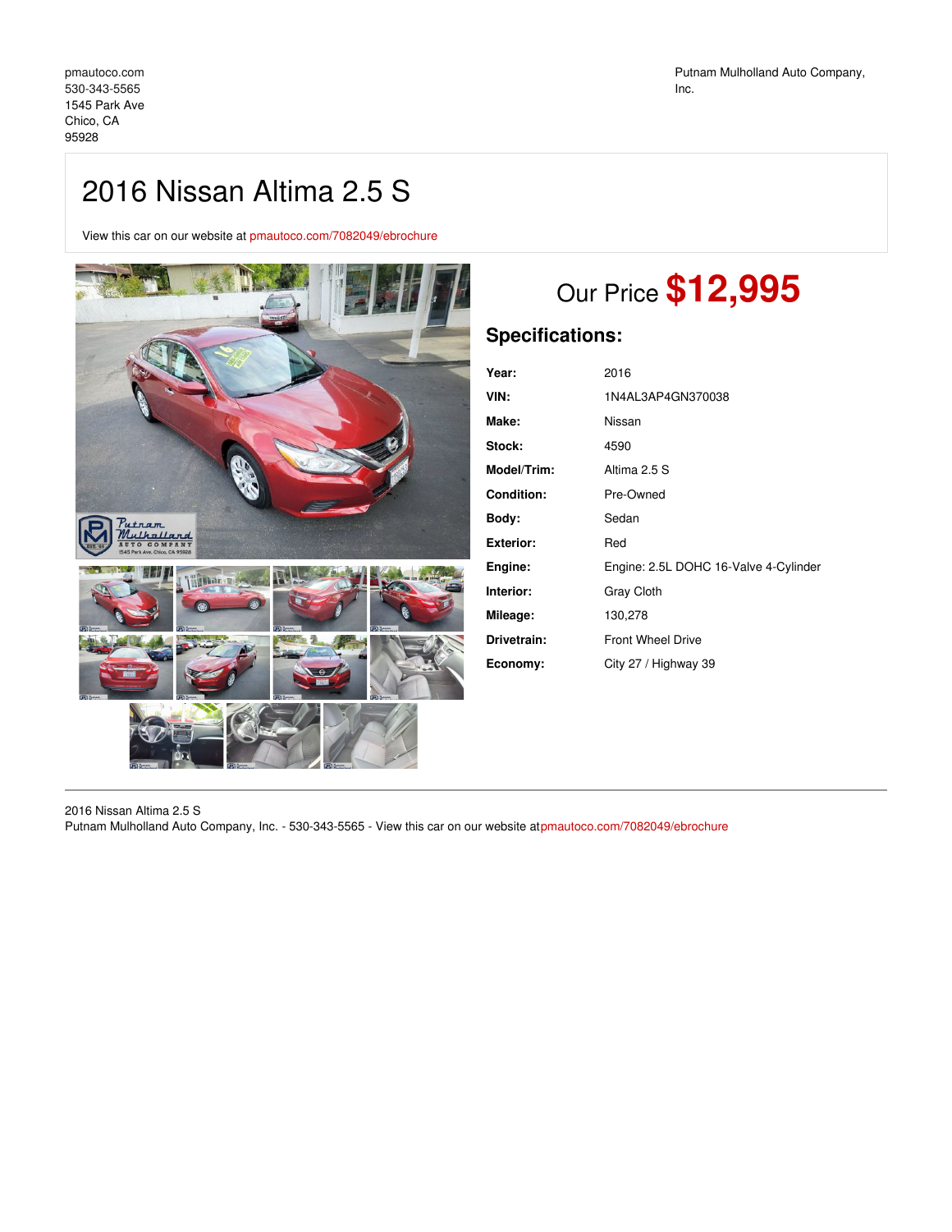pmautoco.com
530-343-5565
1545 Park Ave
Chico, CA
95928

Putnam Mulholland Auto Company, Inc.

# 2016 Nissan Altima 2.5 S

View this car on our website at pmautoco.com/7082049/ebrochure

Our Price **$12,995**

## Specifications:

| | |
|---|---|
| **Year:** | 2016 |
| **VIN:** | 1N4AL3AP4GN370038 |
| **Make:** | Nissan |
| **Stock:** | 4590 |
| **Model/Trim:** | Altima 2.5 S |
| **Condition:** | Pre-Owned |
| **Body:** | Sedan |
| **Exterior:** | Red |
| **Engine:** | Engine: 2.5L DOHC 16-Valve 4-Cylinder |
| **Interior:** | Gray Cloth |
| **Mileage:** | 130,278 |
| **Drivetrain:** | Front Wheel Drive |
| **Economy:** | City 27 / Highway 39 |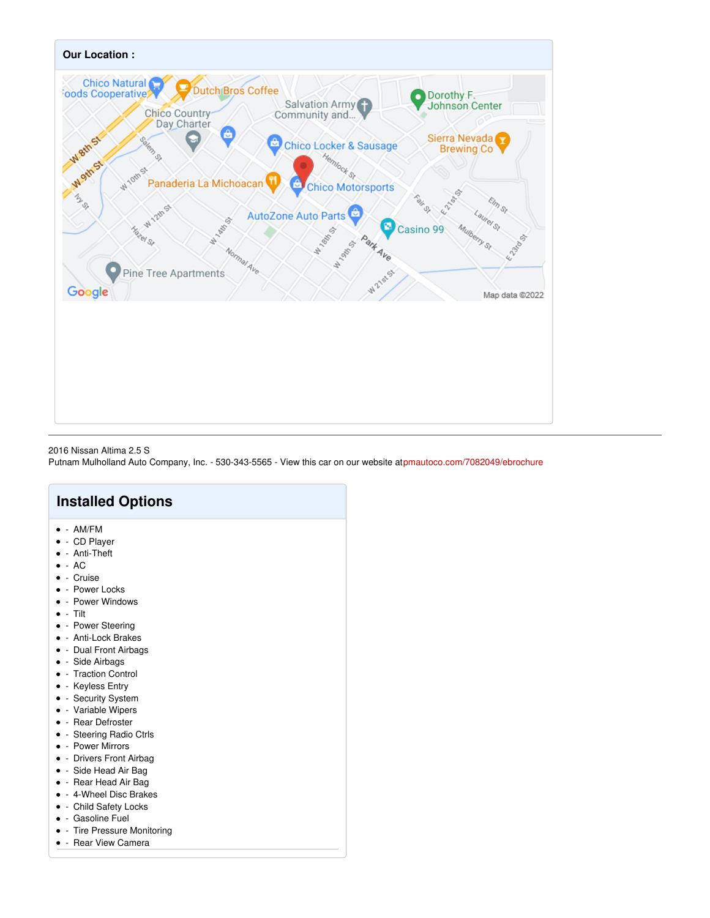**Our Location :**

2016 Nissan Altima 2.5 S
Putnam Mulholland Auto Company, Inc. - 530-343-5565 - View this car on our website atpmautoco.com/7082049/ebrochure

## Installed Options

- AM/FM
- CD Player
- Anti-Theft
- AC
- Cruise
- Power Locks
- Power Windows
- Tilt
- Power Steering
- Anti-Lock Brakes
- Dual Front Airbags
- Side Airbags
- Traction Control
- Keyless Entry
- Security System
- Variable Wipers
- Rear Defroster
- Steering Radio Ctrls
- Power Mirrors
- Drivers Front Airbag
- Side Head Air Bag
- Rear Head Air Bag
- 4-Wheel Disc Brakes
- Child Safety Locks
- Gasoline Fuel
- Tire Pressure Monitoring
- Rear View Camera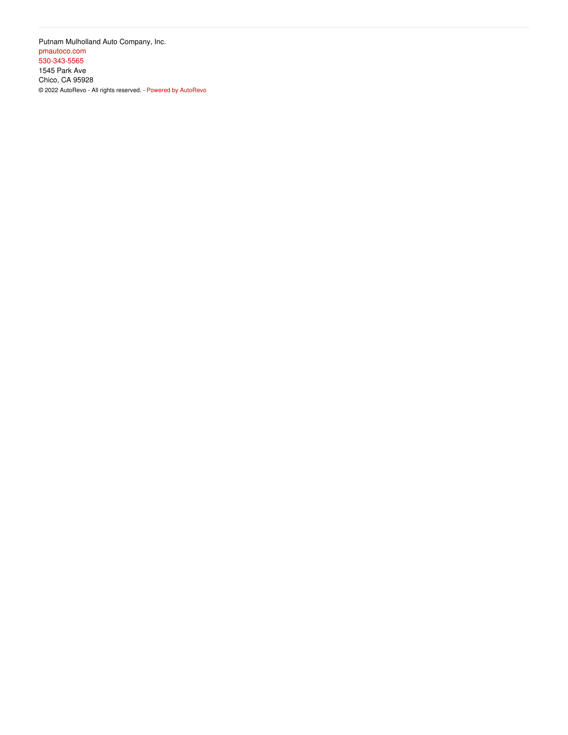Putnam Mulholland Auto Company, Inc.
pmautoco.com
530-343-5565
1545 Park Ave
Chico, CA 95928

© 2022 AutoRevo - All rights reserved. - Powered by AutoRevo